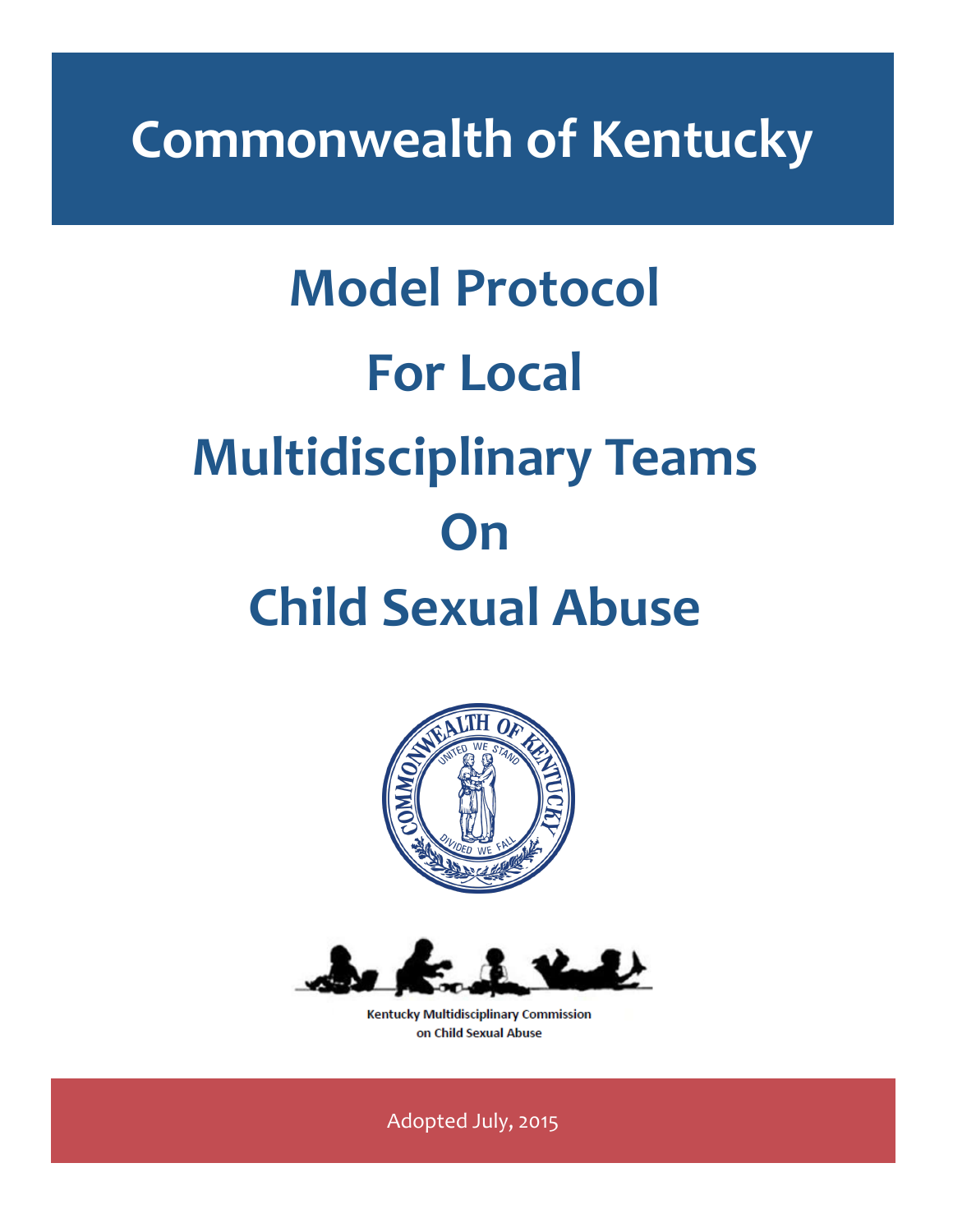# Commonwealth of Kentucky

# Model Protocol For Local Multidisciplinary Teams On Child Sexual Abuse

Kentucky Multidisciplinary Commission on Child Sexual Abuse

Adopted July, 2015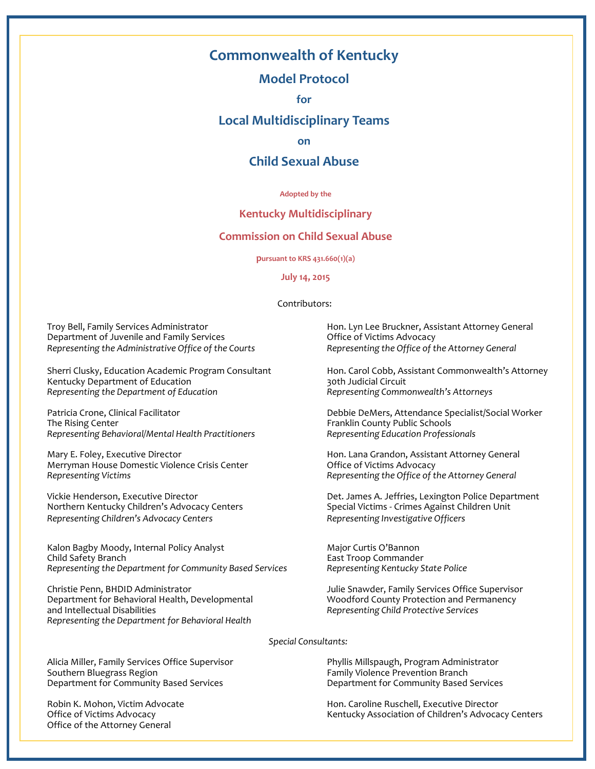# Commonwealth of Kentucky

## Model Protocol

### for

## Local Multidisciplinary Teams

### on

## Child Sexual Abuse

**Adopted by the**

**Kentucky Multidisciplinary**

**Commission on Child Sexual Abuse**

**pursuant to KRS 431.660(1)(a)**

**July 14, 2015**

Contributors:

Troy Bell, Family Services Administrator
Department of Juvenile and Family Services
*Representing the Administrative Office of the Courts*

Sherri Clusky, Education Academic Program Consultant
Kentucky Department of Education
*Representing the Department of Education*

Patricia Crone, Clinical Facilitator
The Rising Center
*Representing Behavioral/Mental Health Practitioners*

Mary E. Foley, Executive Director
Merryman House Domestic Violence Crisis Center
*Representing Victims*

Vickie Henderson, Executive Director
Northern Kentucky Children's Advocacy Centers
*Representing Children's Advocacy Centers*

Kalon Bagby Moody, Internal Policy Analyst
Child Safety Branch
*Representing the Department for Community Based Services*

Christie Penn, BHDID Administrator
Department for Behavioral Health, Developmental and Intellectual Disabilities
*Representing the Department for Behavioral Health*

Hon. Lyn Lee Bruckner, Assistant Attorney General
Office of Victims Advocacy
*Representing the Office of the Attorney General*

Hon. Carol Cobb, Assistant Commonwealth's Attorney
30th Judicial Circuit
*Representing Commonwealth's Attorneys*

Debbie DeMers, Attendance Specialist/Social Worker
Franklin County Public Schools
*Representing Education Professionals*

Hon. Lana Grandon, Assistant Attorney General
Office of Victims Advocacy
*Representing the Office of the Attorney General*

Det. James A. Jeffries, Lexington Police Department
Special Victims - Crimes Against Children Unit
*Representing Investigative Officers*

Major Curtis O'Bannon
East Troop Commander
*Representing Kentucky State Police*

Julie Snawder, Family Services Office Supervisor
Woodford County Protection and Permanency
*Representing Child Protective Services*

*Special Consultants:*

Alicia Miller, Family Services Office Supervisor
Southern Bluegrass Region
Department for Community Based Services

Robin K. Mohon, Victim Advocate
Office of Victims Advocacy
Office of the Attorney General

Phyllis Millspaugh, Program Administrator
Family Violence Prevention Branch
Department for Community Based Services

Hon. Caroline Ruschell, Executive Director
Kentucky Association of Children's Advocacy Centers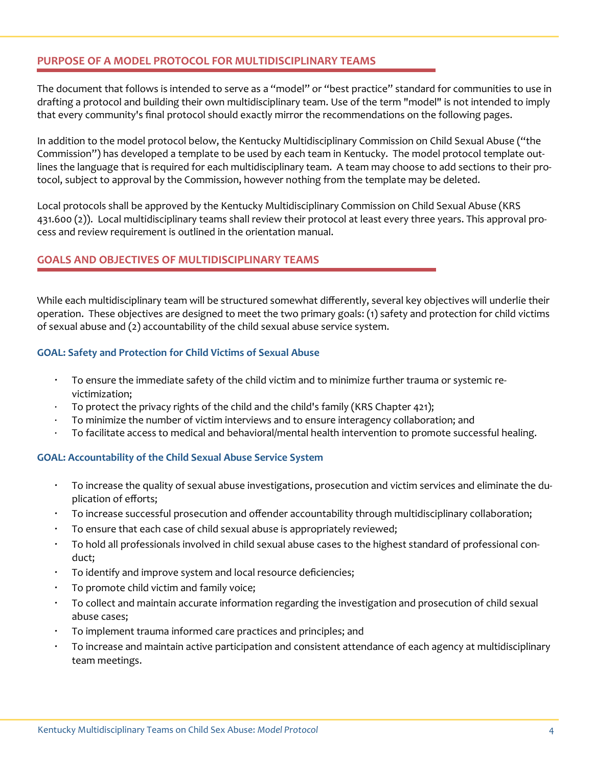## PURPOSE OF A MODEL PROTOCOL FOR MULTIDISCIPLINARY TEAMS

The document that follows is intended to serve as a "model" or "best practice" standard for communities to use in drafting a protocol and building their own multidisciplinary team. Use of the term "model" is not intended to imply that every community's final protocol should exactly mirror the recommendations on the following pages.

In addition to the model protocol below, the Kentucky Multidisciplinary Commission on Child Sexual Abuse ("the Commission") has developed a template to be used by each team in Kentucky. The model protocol template outlines the language that is required for each multidisciplinary team. A team may choose to add sections to their protocol, subject to approval by the Commission, however nothing from the template may be deleted.

Local protocols shall be approved by the Kentucky Multidisciplinary Commission on Child Sexual Abuse (KRS 431.600 (2)). Local multidisciplinary teams shall review their protocol at least every three years. This approval process and review requirement is outlined in the orientation manual.

## GOALS AND OBJECTIVES OF MULTIDISCIPLINARY TEAMS

While each multidisciplinary team will be structured somewhat differently, several key objectives will underlie their operation. These objectives are designed to meet the two primary goals: (1) safety and protection for child victims of sexual abuse and (2) accountability of the child sexual abuse service system.

### GOAL: Safety and Protection for Child Victims of Sexual Abuse

- To ensure the immediate safety of the child victim and to minimize further trauma or systemic re-victimization;
- To protect the privacy rights of the child and the child's family (KRS Chapter 421);
- To minimize the number of victim interviews and to ensure interagency collaboration; and
- To facilitate access to medical and behavioral/mental health intervention to promote successful healing.

### GOAL: Accountability of the Child Sexual Abuse Service System

- To increase the quality of sexual abuse investigations, prosecution and victim services and eliminate the duplication of efforts;
- To increase successful prosecution and offender accountability through multidisciplinary collaboration;
- To ensure that each case of child sexual abuse is appropriately reviewed;
- To hold all professionals involved in child sexual abuse cases to the highest standard of professional conduct;
- To identify and improve system and local resource deficiencies;
- To promote child victim and family voice;
- To collect and maintain accurate information regarding the investigation and prosecution of child sexual abuse cases;
- To implement trauma informed care practices and principles; and
- To increase and maintain active participation and consistent attendance of each agency at multidisciplinary team meetings.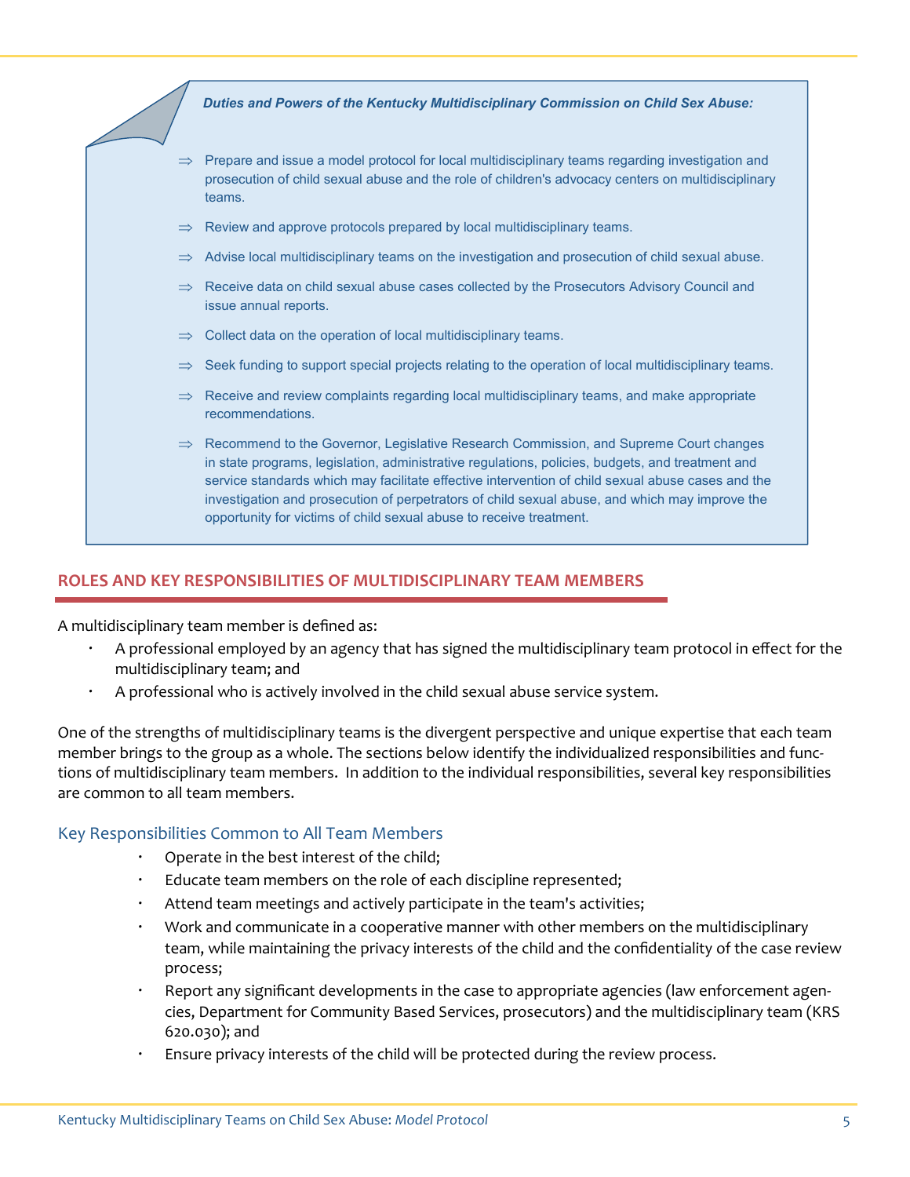***Duties and Powers of the Kentucky Multidisciplinary Commission on Child Sex Abuse:***

- ⇒ Prepare and issue a model protocol for local multidisciplinary teams regarding investigation and prosecution of child sexual abuse and the role of children's advocacy centers on multidisciplinary teams.
- ⇒ Review and approve protocols prepared by local multidisciplinary teams.
- ⇒ Advise local multidisciplinary teams on the investigation and prosecution of child sexual abuse.
- ⇒ Receive data on child sexual abuse cases collected by the Prosecutors Advisory Council and issue annual reports.
- ⇒ Collect data on the operation of local multidisciplinary teams.
- ⇒ Seek funding to support special projects relating to the operation of local multidisciplinary teams.
- ⇒ Receive and review complaints regarding local multidisciplinary teams, and make appropriate recommendations.
- ⇒ Recommend to the Governor, Legislative Research Commission, and Supreme Court changes in state programs, legislation, administrative regulations, policies, budgets, and treatment and service standards which may facilitate effective intervention of child sexual abuse cases and the investigation and prosecution of perpetrators of child sexual abuse, and which may improve the opportunity for victims of child sexual abuse to receive treatment.

## ROLES AND KEY RESPONSIBILITIES OF MULTIDISCIPLINARY TEAM MEMBERS

A multidisciplinary team member is defined as:

- A professional employed by an agency that has signed the multidisciplinary team protocol in effect for the multidisciplinary team; and
- A professional who is actively involved in the child sexual abuse service system.

One of the strengths of multidisciplinary teams is the divergent perspective and unique expertise that each team member brings to the group as a whole. The sections below identify the individualized responsibilities and functions of multidisciplinary team members. In addition to the individual responsibilities, several key responsibilities are common to all team members.

### Key Responsibilities Common to All Team Members

- Operate in the best interest of the child;
- Educate team members on the role of each discipline represented;
- Attend team meetings and actively participate in the team's activities;
- Work and communicate in a cooperative manner with other members on the multidisciplinary team, while maintaining the privacy interests of the child and the confidentiality of the case review process;
- Report any significant developments in the case to appropriate agencies (law enforcement agencies, Department for Community Based Services, prosecutors) and the multidisciplinary team (KRS 620.030); and
- Ensure privacy interests of the child will be protected during the review process.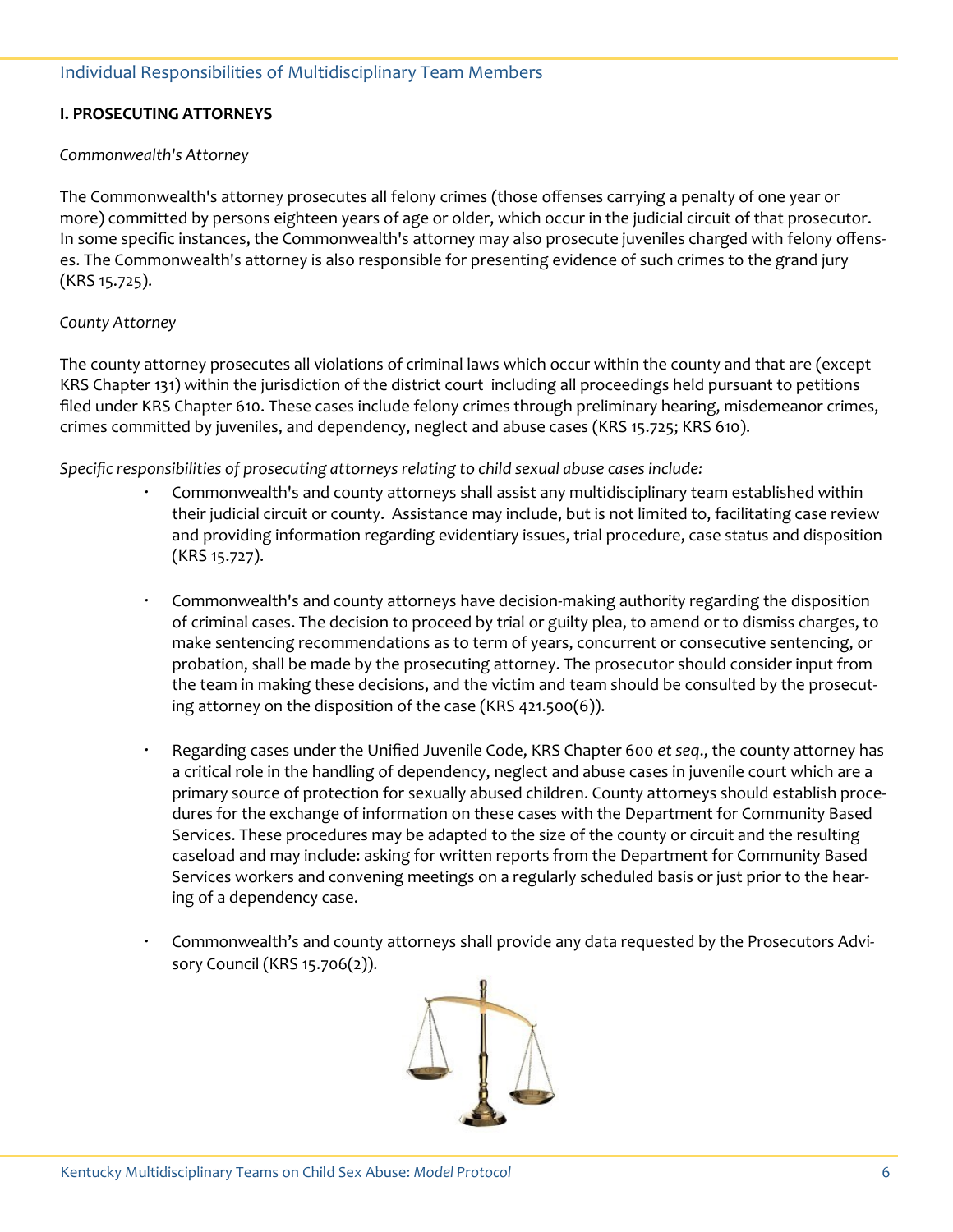## Individual Responsibilities of Multidisciplinary Team Members

### I. PROSECUTING ATTORNEYS

*Commonwealth's Attorney*

The Commonwealth's attorney prosecutes all felony crimes (those offenses carrying a penalty of one year or more) committed by persons eighteen years of age or older, which occur in the judicial circuit of that prosecutor. In some specific instances, the Commonwealth's attorney may also prosecute juveniles charged with felony offenses. The Commonwealth's attorney is also responsible for presenting evidence of such crimes to the grand jury (KRS 15.725).

*County Attorney*

The county attorney prosecutes all violations of criminal laws which occur within the county and that are (except KRS Chapter 131) within the jurisdiction of the district court including all proceedings held pursuant to petitions filed under KRS Chapter 610. These cases include felony crimes through preliminary hearing, misdemeanor crimes, crimes committed by juveniles, and dependency, neglect and abuse cases (KRS 15.725; KRS 610).

*Specific responsibilities of prosecuting attorneys relating to child sexual abuse cases include:*

- Commonwealth's and county attorneys shall assist any multidisciplinary team established within their judicial circuit or county. Assistance may include, but is not limited to, facilitating case review and providing information regarding evidentiary issues, trial procedure, case status and disposition (KRS 15.727).

- Commonwealth's and county attorneys have decision-making authority regarding the disposition of criminal cases. The decision to proceed by trial or guilty plea, to amend or to dismiss charges, to make sentencing recommendations as to term of years, concurrent or consecutive sentencing, or probation, shall be made by the prosecuting attorney. The prosecutor should consider input from the team in making these decisions, and the victim and team should be consulted by the prosecuting attorney on the disposition of the case (KRS 421.500(6)).

- Regarding cases under the Unified Juvenile Code, KRS Chapter 600 *et seq*., the county attorney has a critical role in the handling of dependency, neglect and abuse cases in juvenile court which are a primary source of protection for sexually abused children. County attorneys should establish procedures for the exchange of information on these cases with the Department for Community Based Services. These procedures may be adapted to the size of the county or circuit and the resulting caseload and may include: asking for written reports from the Department for Community Based Services workers and convening meetings on a regularly scheduled basis or just prior to the hearing of a dependency case.

- Commonwealth's and county attorneys shall provide any data requested by the Prosecutors Advisory Council (KRS 15.706(2)).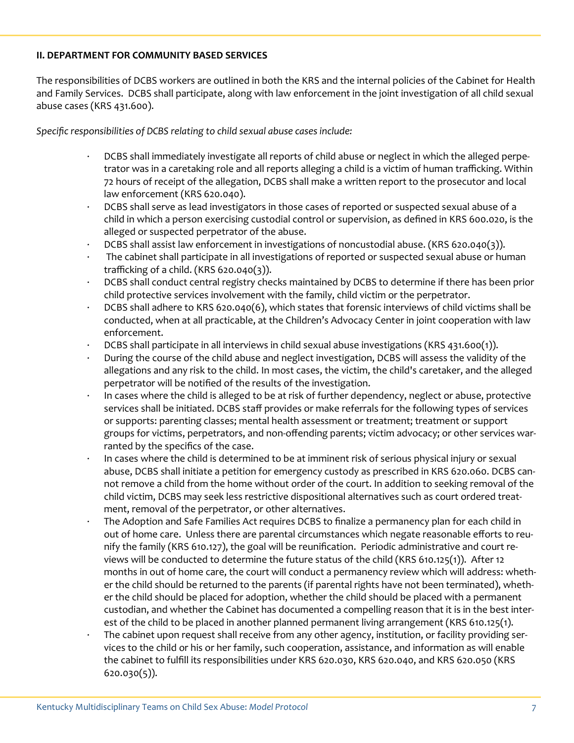## II. DEPARTMENT FOR COMMUNITY BASED SERVICES

The responsibilities of DCBS workers are outlined in both the KRS and the internal policies of the Cabinet for Health and Family Services. DCBS shall participate, along with law enforcement in the joint investigation of all child sexual abuse cases (KRS 431.600).

*Specific responsibilities of DCBS relating to child sexual abuse cases include:*

- DCBS shall immediately investigate all reports of child abuse or neglect in which the alleged perpetrator was in a caretaking role and all reports alleging a child is a victim of human trafficking. Within 72 hours of receipt of the allegation, DCBS shall make a written report to the prosecutor and local law enforcement (KRS 620.040).
- DCBS shall serve as lead investigators in those cases of reported or suspected sexual abuse of a child in which a person exercising custodial control or supervision, as defined in KRS 600.020, is the alleged or suspected perpetrator of the abuse.
- DCBS shall assist law enforcement in investigations of noncustodial abuse. (KRS 620.040(3)).
- The cabinet shall participate in all investigations of reported or suspected sexual abuse or human trafficking of a child. (KRS 620.040(3)).
- DCBS shall conduct central registry checks maintained by DCBS to determine if there has been prior child protective services involvement with the family, child victim or the perpetrator.
- DCBS shall adhere to KRS 620.040(6), which states that forensic interviews of child victims shall be conducted, when at all practicable, at the Children's Advocacy Center in joint cooperation with law enforcement.
- DCBS shall participate in all interviews in child sexual abuse investigations (KRS 431.600(1)).
- During the course of the child abuse and neglect investigation, DCBS will assess the validity of the allegations and any risk to the child. In most cases, the victim, the child's caretaker, and the alleged perpetrator will be notified of the results of the investigation.
- In cases where the child is alleged to be at risk of further dependency, neglect or abuse, protective services shall be initiated. DCBS staff provides or make referrals for the following types of services or supports: parenting classes; mental health assessment or treatment; treatment or support groups for victims, perpetrators, and non-offending parents; victim advocacy; or other services warranted by the specifics of the case.
- In cases where the child is determined to be at imminent risk of serious physical injury or sexual abuse, DCBS shall initiate a petition for emergency custody as prescribed in KRS 620.060. DCBS cannot remove a child from the home without order of the court. In addition to seeking removal of the child victim, DCBS may seek less restrictive dispositional alternatives such as court ordered treatment, removal of the perpetrator, or other alternatives.
- The Adoption and Safe Families Act requires DCBS to finalize a permanency plan for each child in out of home care. Unless there are parental circumstances which negate reasonable efforts to reunify the family (KRS 610.127), the goal will be reunification. Periodic administrative and court reviews will be conducted to determine the future status of the child (KRS 610.125(1)). After 12 months in out of home care, the court will conduct a permanency review which will address: whether the child should be returned to the parents (if parental rights have not been terminated), whether the child should be placed for adoption, whether the child should be placed with a permanent custodian, and whether the Cabinet has documented a compelling reason that it is in the best interest of the child to be placed in another planned permanent living arrangement (KRS 610.125(1).
- The cabinet upon request shall receive from any other agency, institution, or facility providing services to the child or his or her family, such cooperation, assistance, and information as will enable the cabinet to fulfill its responsibilities under KRS 620.030, KRS 620.040, and KRS 620.050 (KRS 620.030(5)).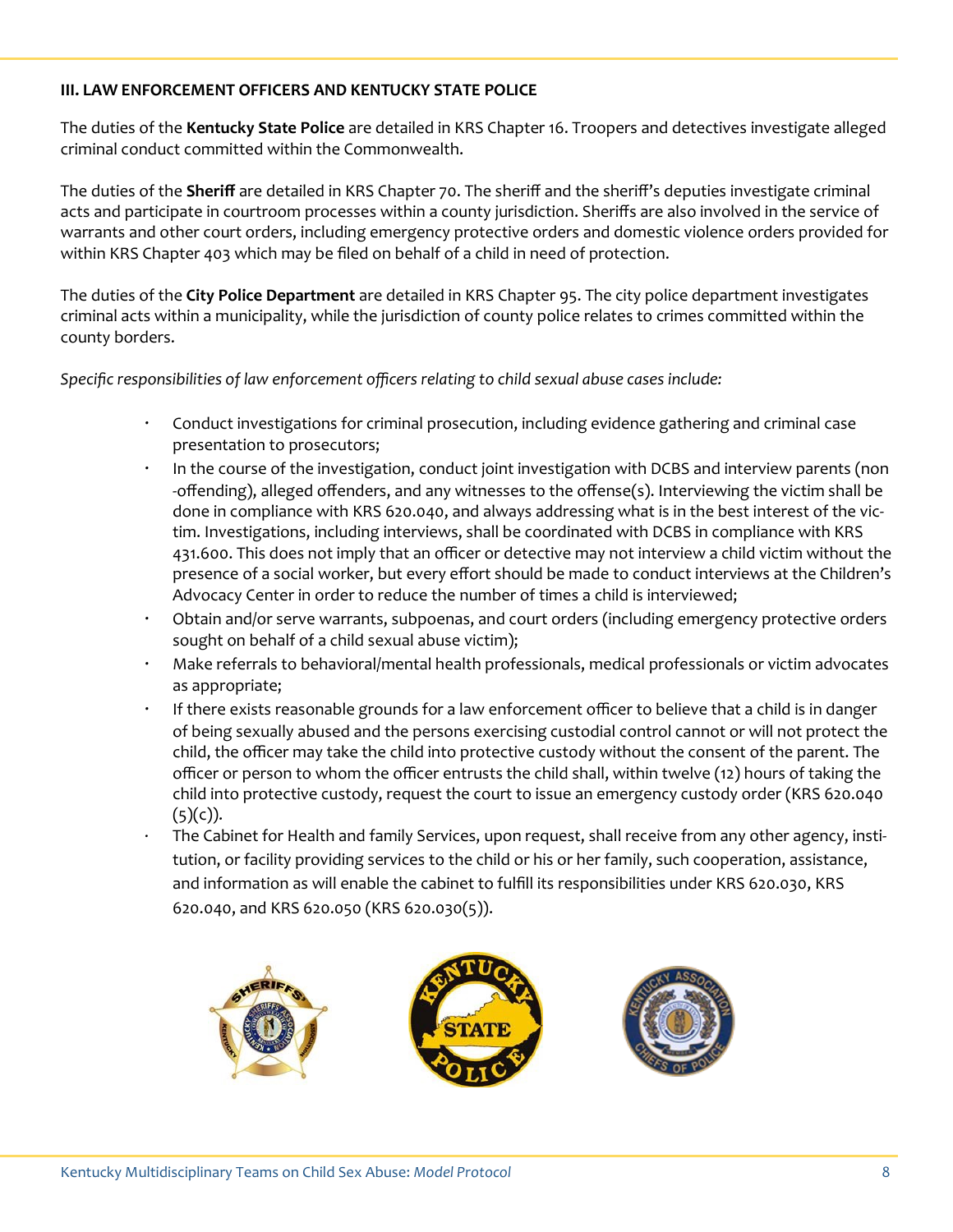### III. LAW ENFORCEMENT OFFICERS AND KENTUCKY STATE POLICE

The duties of the **Kentucky State Police** are detailed in KRS Chapter 16. Troopers and detectives investigate alleged criminal conduct committed within the Commonwealth.

The duties of the **Sheriff** are detailed in KRS Chapter 70. The sheriff and the sheriff's deputies investigate criminal acts and participate in courtroom processes within a county jurisdiction. Sheriffs are also involved in the service of warrants and other court orders, including emergency protective orders and domestic violence orders provided for within KRS Chapter 403 which may be filed on behalf of a child in need of protection.

The duties of the **City Police Department** are detailed in KRS Chapter 95. The city police department investigates criminal acts within a municipality, while the jurisdiction of county police relates to crimes committed within the county borders.

*Specific responsibilities of law enforcement officers relating to child sexual abuse cases include:*

- Conduct investigations for criminal prosecution, including evidence gathering and criminal case presentation to prosecutors;
- In the course of the investigation, conduct joint investigation with DCBS and interview parents (non-offending), alleged offenders, and any witnesses to the offense(s). Interviewing the victim shall be done in compliance with KRS 620.040, and always addressing what is in the best interest of the victim. Investigations, including interviews, shall be coordinated with DCBS in compliance with KRS 431.600. This does not imply that an officer or detective may not interview a child victim without the presence of a social worker, but every effort should be made to conduct interviews at the Children's Advocacy Center in order to reduce the number of times a child is interviewed;
- Obtain and/or serve warrants, subpoenas, and court orders (including emergency protective orders sought on behalf of a child sexual abuse victim);
- Make referrals to behavioral/mental health professionals, medical professionals or victim advocates as appropriate;
- If there exists reasonable grounds for a law enforcement officer to believe that a child is in danger of being sexually abused and the persons exercising custodial control cannot or will not protect the child, the officer may take the child into protective custody without the consent of the parent. The officer or person to whom the officer entrusts the child shall, within twelve (12) hours of taking the child into protective custody, request the court to issue an emergency custody order (KRS 620.040 (5)(c)).
- The Cabinet for Health and family Services, upon request, shall receive from any other agency, institution, or facility providing services to the child or his or her family, such cooperation, assistance, and information as will enable the cabinet to fulfill its responsibilities under KRS 620.030, KRS 620.040, and KRS 620.050 (KRS 620.030(5)).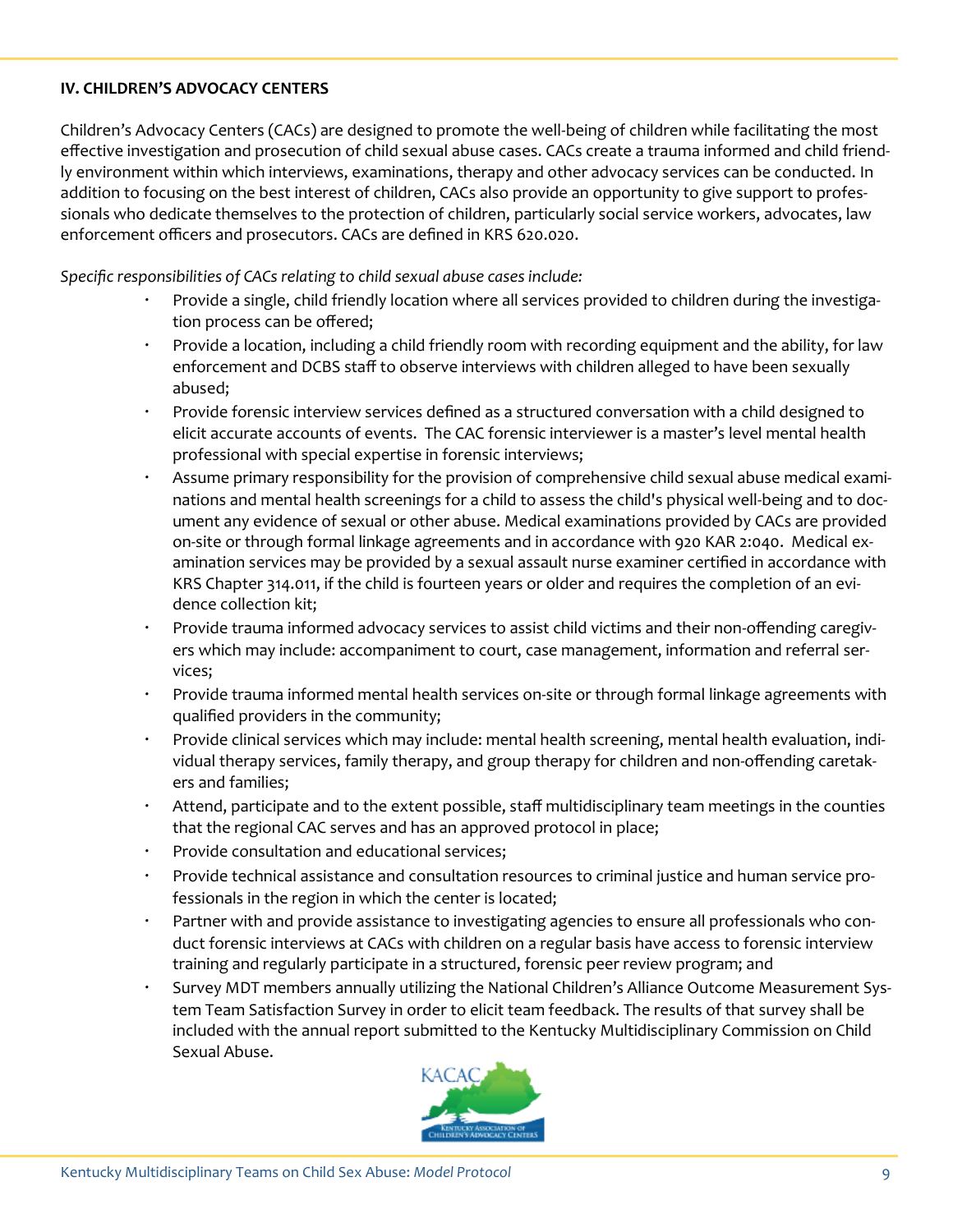## IV. CHILDREN'S ADVOCACY CENTERS

Children's Advocacy Centers (CACs) are designed to promote the well-being of children while facilitating the most effective investigation and prosecution of child sexual abuse cases. CACs create a trauma informed and child friendly environment within which interviews, examinations, therapy and other advocacy services can be conducted. In addition to focusing on the best interest of children, CACs also provide an opportunity to give support to professionals who dedicate themselves to the protection of children, particularly social service workers, advocates, law enforcement officers and prosecutors. CACs are defined in KRS 620.020.

*Specific responsibilities of CACs relating to child sexual abuse cases include:*

- Provide a single, child friendly location where all services provided to children during the investigation process can be offered;
- Provide a location, including a child friendly room with recording equipment and the ability, for law enforcement and DCBS staff to observe interviews with children alleged to have been sexually abused;
- Provide forensic interview services defined as a structured conversation with a child designed to elicit accurate accounts of events. The CAC forensic interviewer is a master's level mental health professional with special expertise in forensic interviews;
- Assume primary responsibility for the provision of comprehensive child sexual abuse medical examinations and mental health screenings for a child to assess the child's physical well-being and to document any evidence of sexual or other abuse. Medical examinations provided by CACs are provided on-site or through formal linkage agreements and in accordance with 920 KAR 2:040. Medical examination services may be provided by a sexual assault nurse examiner certified in accordance with KRS Chapter 314.011, if the child is fourteen years or older and requires the completion of an evidence collection kit;
- Provide trauma informed advocacy services to assist child victims and their non-offending caregivers which may include: accompaniment to court, case management, information and referral services;
- Provide trauma informed mental health services on-site or through formal linkage agreements with qualified providers in the community;
- Provide clinical services which may include: mental health screening, mental health evaluation, individual therapy services, family therapy, and group therapy for children and non-offending caretakers and families;
- Attend, participate and to the extent possible, staff multidisciplinary team meetings in the counties that the regional CAC serves and has an approved protocol in place;
- Provide consultation and educational services;
- Provide technical assistance and consultation resources to criminal justice and human service professionals in the region in which the center is located;
- Partner with and provide assistance to investigating agencies to ensure all professionals who conduct forensic interviews at CACs with children on a regular basis have access to forensic interview training and regularly participate in a structured, forensic peer review program; and
- Survey MDT members annually utilizing the National Children's Alliance Outcome Measurement System Team Satisfaction Survey in order to elicit team feedback. The results of that survey shall be included with the annual report submitted to the Kentucky Multidisciplinary Commission on Child Sexual Abuse.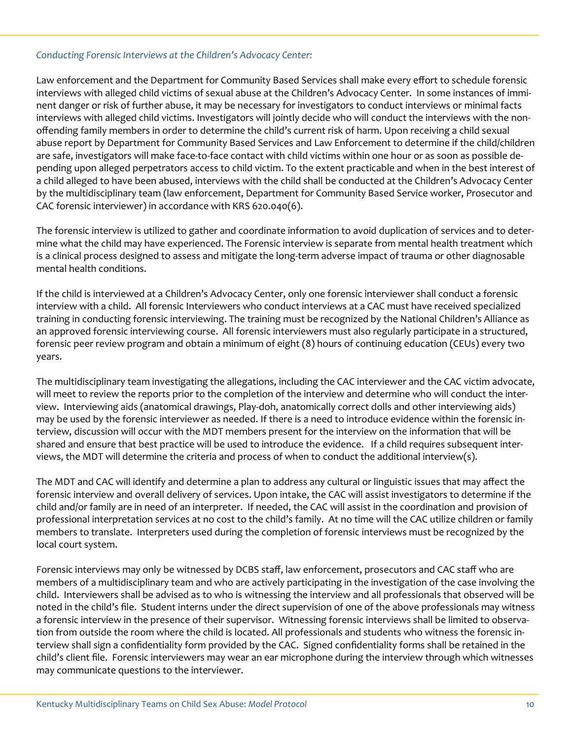*Conducting Forensic Interviews at the Children's Advocacy Center:*

Law enforcement and the Department for Community Based Services shall make every effort to schedule forensic interviews with alleged child victims of sexual abuse at the Children's Advocacy Center. In some instances of imminent danger or risk of further abuse, it may be necessary for investigators to conduct interviews or minimal facts interviews with alleged child victims. Investigators will jointly decide who will conduct the interviews with the non-offending family members in order to determine the child's current risk of harm. Upon receiving a child sexual abuse report by Department for Community Based Services and Law Enforcement to determine if the child/children are safe, investigators will make face-to-face contact with child victims within one hour or as soon as possible depending upon alleged perpetrators access to child victim. To the extent practicable and when in the best interest of a child alleged to have been abused, interviews with the child shall be conducted at the Children's Advocacy Center by the multidisciplinary team (law enforcement, Department for Community Based Service worker, Prosecutor and CAC forensic interviewer) in accordance with KRS 620.040(6).

The forensic interview is utilized to gather and coordinate information to avoid duplication of services and to determine what the child may have experienced. The Forensic interview is separate from mental health treatment which is a clinical process designed to assess and mitigate the long-term adverse impact of trauma or other diagnosable mental health conditions.

If the child is interviewed at a Children's Advocacy Center, only one forensic interviewer shall conduct a forensic interview with a child. All forensic Interviewers who conduct interviews at a CAC must have received specialized training in conducting forensic interviewing. The training must be recognized by the National Children's Alliance as an approved forensic interviewing course. All forensic interviewers must also regularly participate in a structured, forensic peer review program and obtain a minimum of eight (8) hours of continuing education (CEUs) every two years.

The multidisciplinary team investigating the allegations, including the CAC interviewer and the CAC victim advocate, will meet to review the reports prior to the completion of the interview and determine who will conduct the interview. Interviewing aids (anatomical drawings, Play-doh, anatomically correct dolls and other interviewing aids) may be used by the forensic interviewer as needed. If there is a need to introduce evidence within the forensic interview, discussion will occur with the MDT members present for the interview on the information that will be shared and ensure that best practice will be used to introduce the evidence. If a child requires subsequent interviews, the MDT will determine the criteria and process of when to conduct the additional interview(s).

The MDT and CAC will identify and determine a plan to address any cultural or linguistic issues that may affect the forensic interview and overall delivery of services. Upon intake, the CAC will assist investigators to determine if the child and/or family are in need of an interpreter. If needed, the CAC will assist in the coordination and provision of professional interpretation services at no cost to the child's family. At no time will the CAC utilize children or family members to translate. Interpreters used during the completion of forensic interviews must be recognized by the local court system.

Forensic interviews may only be witnessed by DCBS staff, law enforcement, prosecutors and CAC staff who are members of a multidisciplinary team and who are actively participating in the investigation of the case involving the child. Interviewers shall be advised as to who is witnessing the interview and all professionals that observed will be noted in the child's file. Student interns under the direct supervision of one of the above professionals may witness a forensic interview in the presence of their supervisor. Witnessing forensic interviews shall be limited to observation from outside the room where the child is located. All professionals and students who witness the forensic interview shall sign a confidentiality form provided by the CAC. Signed confidentiality forms shall be retained in the child's client file. Forensic interviewers may wear an ear microphone during the interview through which witnesses may communicate questions to the interviewer.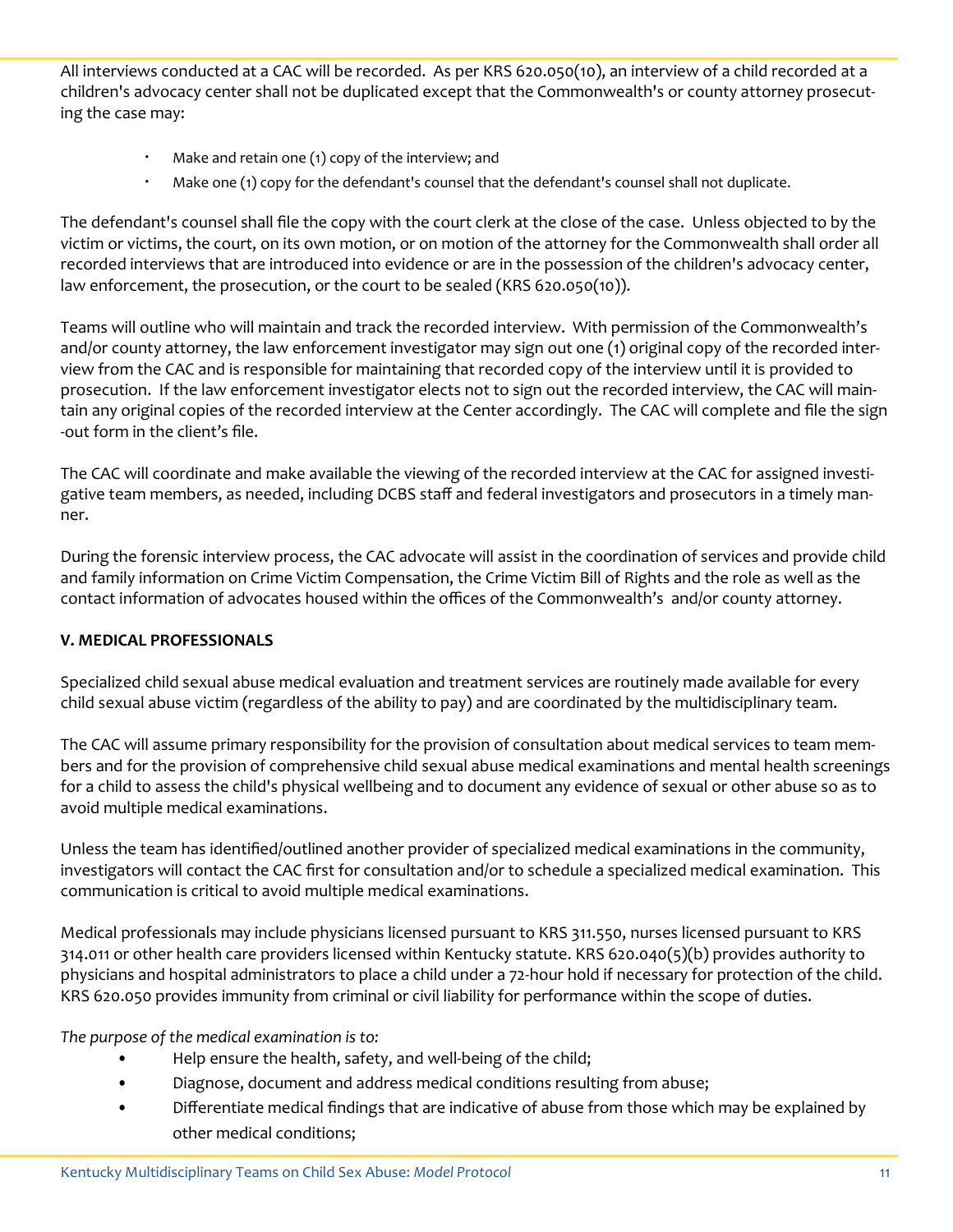All interviews conducted at a CAC will be recorded. As per KRS 620.050(10), an interview of a child recorded at a children's advocacy center shall not be duplicated except that the Commonwealth's or county attorney prosecuting the case may:

- Make and retain one (1) copy of the interview; and
- Make one (1) copy for the defendant's counsel that the defendant's counsel shall not duplicate.

The defendant's counsel shall file the copy with the court clerk at the close of the case. Unless objected to by the victim or victims, the court, on its own motion, or on motion of the attorney for the Commonwealth shall order all recorded interviews that are introduced into evidence or are in the possession of the children's advocacy center, law enforcement, the prosecution, or the court to be sealed (KRS 620.050(10)).

Teams will outline who will maintain and track the recorded interview. With permission of the Commonwealth's and/or county attorney, the law enforcement investigator may sign out one (1) original copy of the recorded interview from the CAC and is responsible for maintaining that recorded copy of the interview until it is provided to prosecution. If the law enforcement investigator elects not to sign out the recorded interview, the CAC will maintain any original copies of the recorded interview at the Center accordingly. The CAC will complete and file the sign-out form in the client's file.

The CAC will coordinate and make available the viewing of the recorded interview at the CAC for assigned investigative team members, as needed, including DCBS staff and federal investigators and prosecutors in a timely manner.

During the forensic interview process, the CAC advocate will assist in the coordination of services and provide child and family information on Crime Victim Compensation, the Crime Victim Bill of Rights and the role as well as the contact information of advocates housed within the offices of the Commonwealth's and/or county attorney.

**V. MEDICAL PROFESSIONALS**

Specialized child sexual abuse medical evaluation and treatment services are routinely made available for every child sexual abuse victim (regardless of the ability to pay) and are coordinated by the multidisciplinary team.

The CAC will assume primary responsibility for the provision of consultation about medical services to team members and for the provision of comprehensive child sexual abuse medical examinations and mental health screenings for a child to assess the child's physical wellbeing and to document any evidence of sexual or other abuse so as to avoid multiple medical examinations.

Unless the team has identified/outlined another provider of specialized medical examinations in the community, investigators will contact the CAC first for consultation and/or to schedule a specialized medical examination. This communication is critical to avoid multiple medical examinations.

Medical professionals may include physicians licensed pursuant to KRS 311.550, nurses licensed pursuant to KRS 314.011 or other health care providers licensed within Kentucky statute. KRS 620.040(5)(b) provides authority to physicians and hospital administrators to place a child under a 72-hour hold if necessary for protection of the child. KRS 620.050 provides immunity from criminal or civil liability for performance within the scope of duties.

*The purpose of the medical examination is to:*

- Help ensure the health, safety, and well-being of the child;
- Diagnose, document and address medical conditions resulting from abuse;
- Differentiate medical findings that are indicative of abuse from those which may be explained by other medical conditions;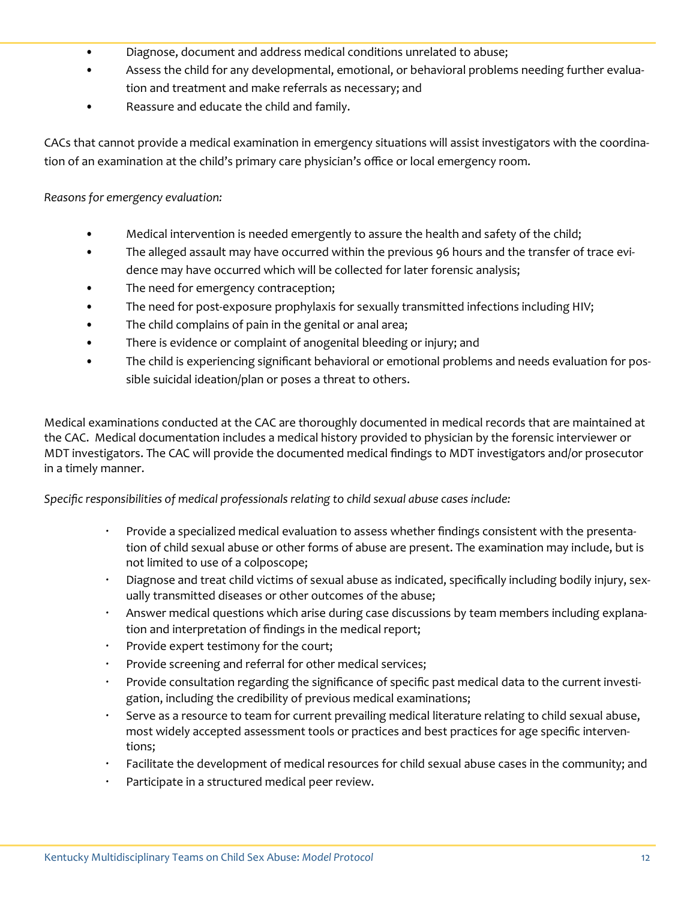- Diagnose, document and address medical conditions unrelated to abuse;
- Assess the child for any developmental, emotional, or behavioral problems needing further evaluation and treatment and make referrals as necessary; and
- Reassure and educate the child and family.

CACs that cannot provide a medical examination in emergency situations will assist investigators with the coordination of an examination at the child's primary care physician's office or local emergency room.

*Reasons for emergency evaluation:*

- Medical intervention is needed emergently to assure the health and safety of the child;
- The alleged assault may have occurred within the previous 96 hours and the transfer of trace evidence may have occurred which will be collected for later forensic analysis;
- The need for emergency contraception;
- The need for post-exposure prophylaxis for sexually transmitted infections including HIV;
- The child complains of pain in the genital or anal area;
- There is evidence or complaint of anogenital bleeding or injury; and
- The child is experiencing significant behavioral or emotional problems and needs evaluation for possible suicidal ideation/plan or poses a threat to others.

Medical examinations conducted at the CAC are thoroughly documented in medical records that are maintained at the CAC. Medical documentation includes a medical history provided to physician by the forensic interviewer or MDT investigators. The CAC will provide the documented medical findings to MDT investigators and/or prosecutor in a timely manner.

*Specific responsibilities of medical professionals relating to child sexual abuse cases include:*

- Provide a specialized medical evaluation to assess whether findings consistent with the presentation of child sexual abuse or other forms of abuse are present. The examination may include, but is not limited to use of a colposcope;
- Diagnose and treat child victims of sexual abuse as indicated, specifically including bodily injury, sexually transmitted diseases or other outcomes of the abuse;
- Answer medical questions which arise during case discussions by team members including explanation and interpretation of findings in the medical report;
- Provide expert testimony for the court;
- Provide screening and referral for other medical services;
- Provide consultation regarding the significance of specific past medical data to the current investigation, including the credibility of previous medical examinations;
- Serve as a resource to team for current prevailing medical literature relating to child sexual abuse, most widely accepted assessment tools or practices and best practices for age specific interventions;
- Facilitate the development of medical resources for child sexual abuse cases in the community; and
- Participate in a structured medical peer review.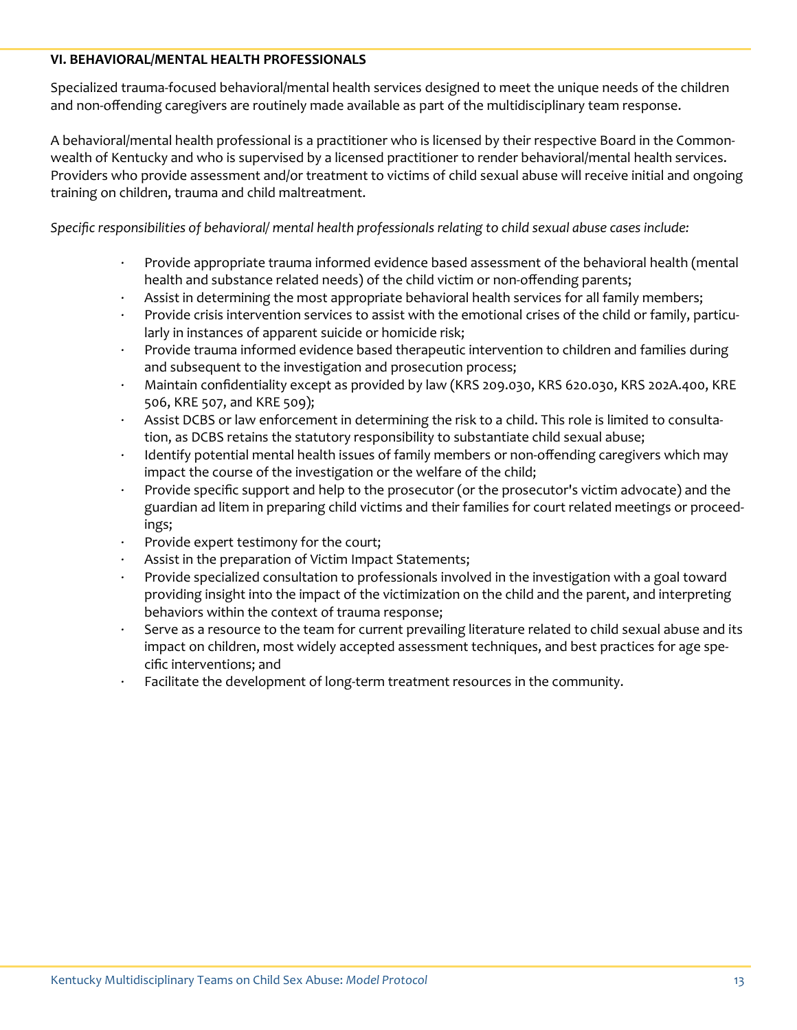## VI. BEHAVIORAL/MENTAL HEALTH PROFESSIONALS

Specialized trauma-focused behavioral/mental health services designed to meet the unique needs of the children and non-offending caregivers are routinely made available as part of the multidisciplinary team response.

A behavioral/mental health professional is a practitioner who is licensed by their respective Board in the Commonwealth of Kentucky and who is supervised by a licensed practitioner to render behavioral/mental health services. Providers who provide assessment and/or treatment to victims of child sexual abuse will receive initial and ongoing training on children, trauma and child maltreatment.

*Specific responsibilities of behavioral/ mental health professionals relating to child sexual abuse cases include:*

- Provide appropriate trauma informed evidence based assessment of the behavioral health (mental health and substance related needs) of the child victim or non-offending parents;
- Assist in determining the most appropriate behavioral health services for all family members;
- Provide crisis intervention services to assist with the emotional crises of the child or family, particularly in instances of apparent suicide or homicide risk;
- Provide trauma informed evidence based therapeutic intervention to children and families during and subsequent to the investigation and prosecution process;
- Maintain confidentiality except as provided by law (KRS 209.030, KRS 620.030, KRS 202A.400, KRE 506, KRE 507, and KRE 509);
- Assist DCBS or law enforcement in determining the risk to a child. This role is limited to consultation, as DCBS retains the statutory responsibility to substantiate child sexual abuse;
- Identify potential mental health issues of family members or non-offending caregivers which may impact the course of the investigation or the welfare of the child;
- Provide specific support and help to the prosecutor (or the prosecutor's victim advocate) and the guardian ad litem in preparing child victims and their families for court related meetings or proceedings;
- Provide expert testimony for the court;
- Assist in the preparation of Victim Impact Statements;
- Provide specialized consultation to professionals involved in the investigation with a goal toward providing insight into the impact of the victimization on the child and the parent, and interpreting behaviors within the context of trauma response;
- Serve as a resource to the team for current prevailing literature related to child sexual abuse and its impact on children, most widely accepted assessment techniques, and best practices for age specific interventions; and
- Facilitate the development of long-term treatment resources in the community.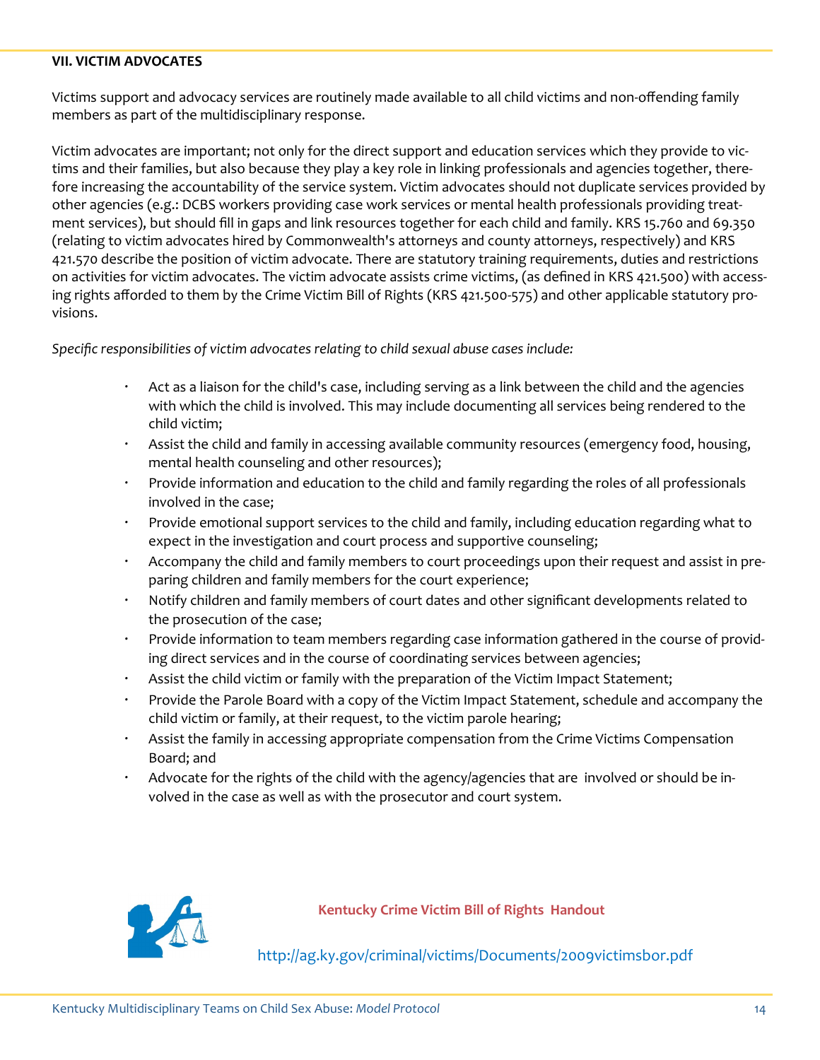## VII. VICTIM ADVOCATES

Victims support and advocacy services are routinely made available to all child victims and non-offending family members as part of the multidisciplinary response.

Victim advocates are important; not only for the direct support and education services which they provide to victims and their families, but also because they play a key role in linking professionals and agencies together, therefore increasing the accountability of the service system. Victim advocates should not duplicate services provided by other agencies (e.g.: DCBS workers providing case work services or mental health professionals providing treatment services), but should fill in gaps and link resources together for each child and family. KRS 15.760 and 69.350 (relating to victim advocates hired by Commonwealth's attorneys and county attorneys, respectively) and KRS 421.570 describe the position of victim advocate. There are statutory training requirements, duties and restrictions on activities for victim advocates. The victim advocate assists crime victims, (as defined in KRS 421.500) with accessing rights afforded to them by the Crime Victim Bill of Rights (KRS 421.500-575) and other applicable statutory provisions.

*Specific responsibilities of victim advocates relating to child sexual abuse cases include:*

- Act as a liaison for the child's case, including serving as a link between the child and the agencies with which the child is involved. This may include documenting all services being rendered to the child victim;
- Assist the child and family in accessing available community resources (emergency food, housing, mental health counseling and other resources);
- Provide information and education to the child and family regarding the roles of all professionals involved in the case;
- Provide emotional support services to the child and family, including education regarding what to expect in the investigation and court process and supportive counseling;
- Accompany the child and family members to court proceedings upon their request and assist in preparing children and family members for the court experience;
- Notify children and family members of court dates and other significant developments related to the prosecution of the case;
- Provide information to team members regarding case information gathered in the course of providing direct services and in the course of coordinating services between agencies;
- Assist the child victim or family with the preparation of the Victim Impact Statement;
- Provide the Parole Board with a copy of the Victim Impact Statement, schedule and accompany the child victim or family, at their request, to the victim parole hearing;
- Assist the family in accessing appropriate compensation from the Crime Victims Compensation Board; and
- Advocate for the rights of the child with the agency/agencies that are involved or should be involved in the case as well as with the prosecutor and court system.

**Kentucky Crime Victim Bill of Rights Handout**

http://ag.ky.gov/criminal/victims/Documents/2009victimsbor.pdf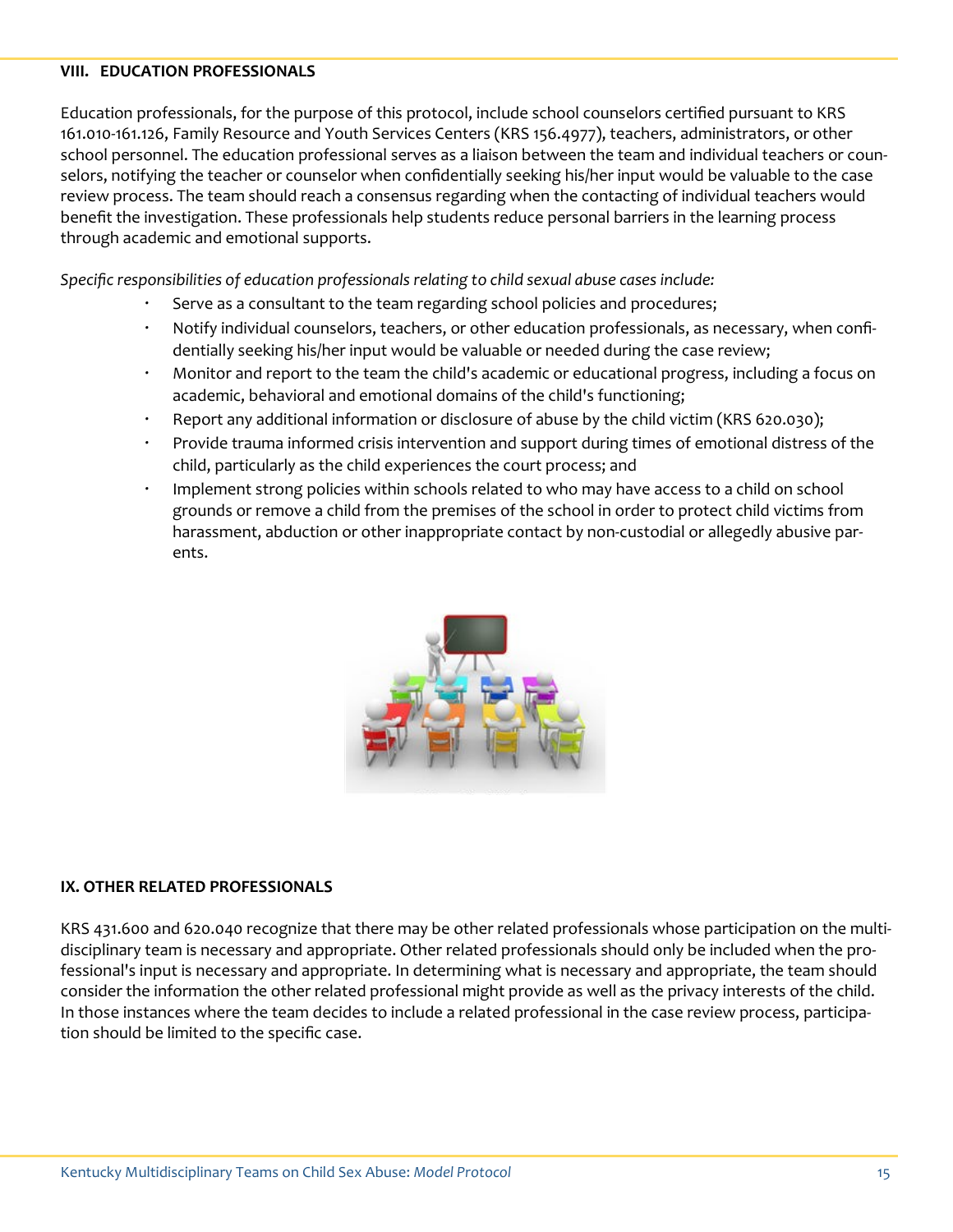## VIII. EDUCATION PROFESSIONALS

Education professionals, for the purpose of this protocol, include school counselors certified pursuant to KRS 161.010-161.126, Family Resource and Youth Services Centers (KRS 156.4977), teachers, administrators, or other school personnel. The education professional serves as a liaison between the team and individual teachers or counselors, notifying the teacher or counselor when confidentially seeking his/her input would be valuable to the case review process. The team should reach a consensus regarding when the contacting of individual teachers would benefit the investigation. These professionals help students reduce personal barriers in the learning process through academic and emotional supports.

*Specific responsibilities of education professionals relating to child sexual abuse cases include:*

- Serve as a consultant to the team regarding school policies and procedures;
- Notify individual counselors, teachers, or other education professionals, as necessary, when confidentially seeking his/her input would be valuable or needed during the case review;
- Monitor and report to the team the child's academic or educational progress, including a focus on academic, behavioral and emotional domains of the child's functioning;
- Report any additional information or disclosure of abuse by the child victim (KRS 620.030);
- Provide trauma informed crisis intervention and support during times of emotional distress of the child, particularly as the child experiences the court process; and
- Implement strong policies within schools related to who may have access to a child on school grounds or remove a child from the premises of the school in order to protect child victims from harassment, abduction or other inappropriate contact by non-custodial or allegedly abusive parents.

## IX. OTHER RELATED PROFESSIONALS

KRS 431.600 and 620.040 recognize that there may be other related professionals whose participation on the multidisciplinary team is necessary and appropriate. Other related professionals should only be included when the professional's input is necessary and appropriate. In determining what is necessary and appropriate, the team should consider the information the other related professional might provide as well as the privacy interests of the child. In those instances where the team decides to include a related professional in the case review process, participation should be limited to the specific case.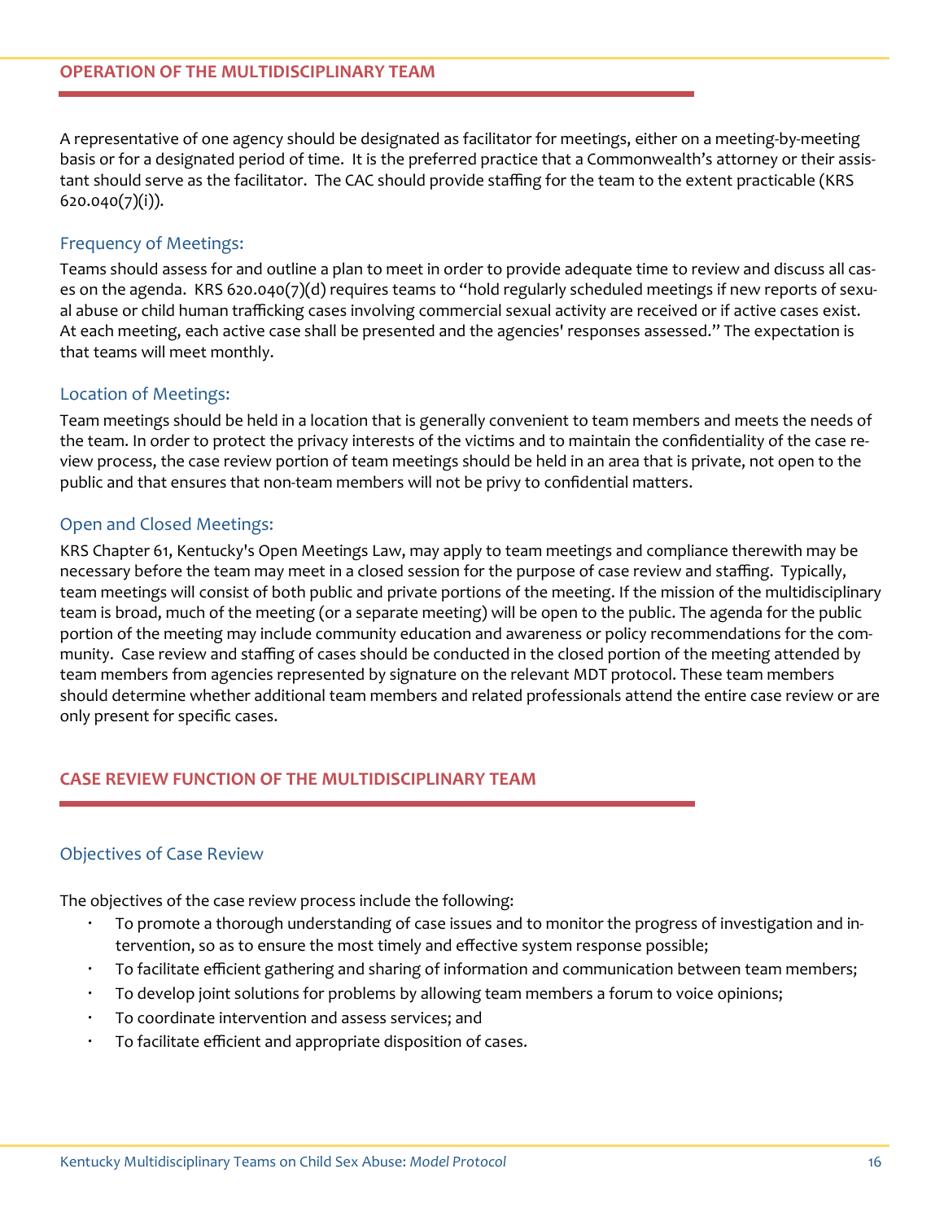## OPERATION OF THE MULTIDISCIPLINARY TEAM

A representative of one agency should be designated as facilitator for meetings, either on a meeting-by-meeting basis or for a designated period of time. It is the preferred practice that a Commonwealth's attorney or their assistant should serve as the facilitator. The CAC should provide staffing for the team to the extent practicable (KRS 620.040(7)(i)).

### Frequency of Meetings:

Teams should assess for and outline a plan to meet in order to provide adequate time to review and discuss all cases on the agenda. KRS 620.040(7)(d) requires teams to "hold regularly scheduled meetings if new reports of sexual abuse or child human trafficking cases involving commercial sexual activity are received or if active cases exist. At each meeting, each active case shall be presented and the agencies' responses assessed." The expectation is that teams will meet monthly.

### Location of Meetings:

Team meetings should be held in a location that is generally convenient to team members and meets the needs of the team. In order to protect the privacy interests of the victims and to maintain the confidentiality of the case review process, the case review portion of team meetings should be held in an area that is private, not open to the public and that ensures that non-team members will not be privy to confidential matters.

### Open and Closed Meetings:

KRS Chapter 61, Kentucky's Open Meetings Law, may apply to team meetings and compliance therewith may be necessary before the team may meet in a closed session for the purpose of case review and staffing. Typically, team meetings will consist of both public and private portions of the meeting. If the mission of the multidisciplinary team is broad, much of the meeting (or a separate meeting) will be open to the public. The agenda for the public portion of the meeting may include community education and awareness or policy recommendations for the community. Case review and staffing of cases should be conducted in the closed portion of the meeting attended by team members from agencies represented by signature on the relevant MDT protocol. These team members should determine whether additional team members and related professionals attend the entire case review or are only present for specific cases.

## CASE REVIEW FUNCTION OF THE MULTIDISCIPLINARY TEAM

### Objectives of Case Review

The objectives of the case review process include the following:

- To promote a thorough understanding of case issues and to monitor the progress of investigation and intervention, so as to ensure the most timely and effective system response possible;
- To facilitate efficient gathering and sharing of information and communication between team members;
- To develop joint solutions for problems by allowing team members a forum to voice opinions;
- To coordinate intervention and assess services; and
- To facilitate efficient and appropriate disposition of cases.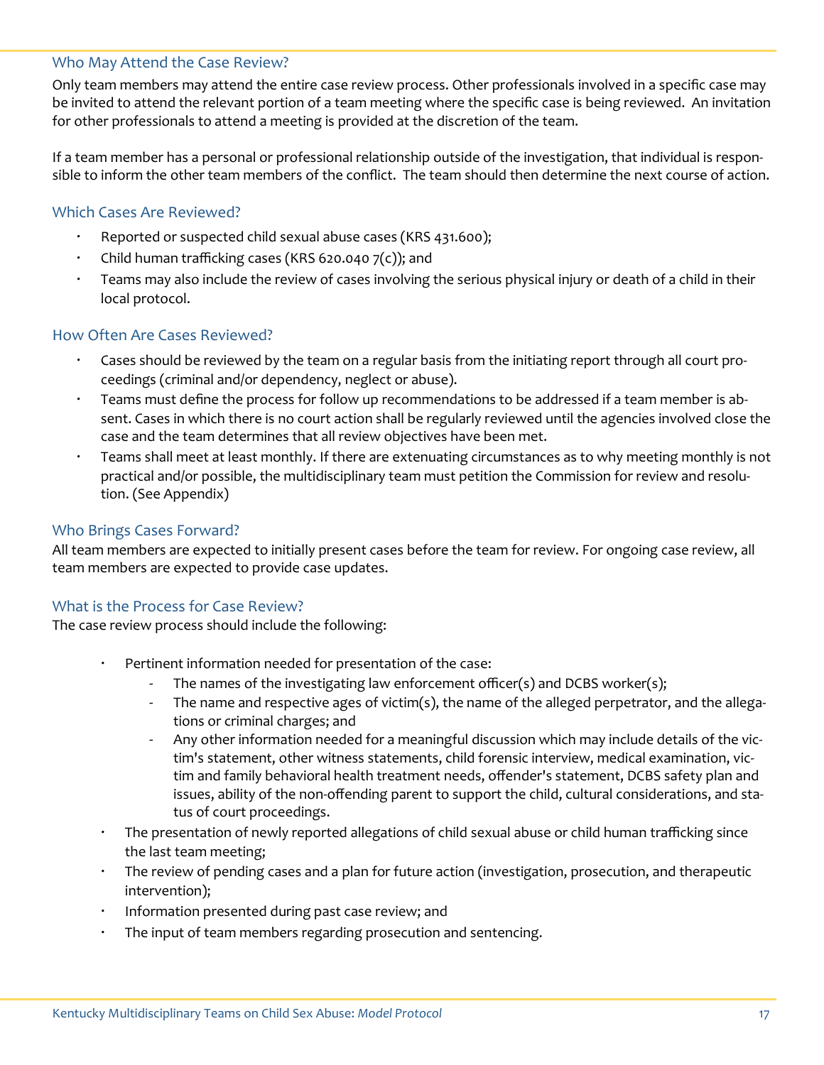### Who May Attend the Case Review?

Only team members may attend the entire case review process. Other professionals involved in a specific case may be invited to attend the relevant portion of a team meeting where the specific case is being reviewed. An invitation for other professionals to attend a meeting is provided at the discretion of the team.

If a team member has a personal or professional relationship outside of the investigation, that individual is responsible to inform the other team members of the conflict. The team should then determine the next course of action.

### Which Cases Are Reviewed?

- Reported or suspected child sexual abuse cases (KRS 431.600);
- Child human trafficking cases (KRS 620.040 7(c)); and
- Teams may also include the review of cases involving the serious physical injury or death of a child in their local protocol.

### How Often Are Cases Reviewed?

- Cases should be reviewed by the team on a regular basis from the initiating report through all court proceedings (criminal and/or dependency, neglect or abuse).
- Teams must define the process for follow up recommendations to be addressed if a team member is absent. Cases in which there is no court action shall be regularly reviewed until the agencies involved close the case and the team determines that all review objectives have been met.
- Teams shall meet at least monthly. If there are extenuating circumstances as to why meeting monthly is not practical and/or possible, the multidisciplinary team must petition the Commission for review and resolution. (See Appendix)

### Who Brings Cases Forward?

All team members are expected to initially present cases before the team for review. For ongoing case review, all team members are expected to provide case updates.

### What is the Process for Case Review?

The case review process should include the following:

- Pertinent information needed for presentation of the case:
  - The names of the investigating law enforcement officer(s) and DCBS worker(s);
  - The name and respective ages of victim(s), the name of the alleged perpetrator, and the allegations or criminal charges; and
  - Any other information needed for a meaningful discussion which may include details of the victim's statement, other witness statements, child forensic interview, medical examination, victim and family behavioral health treatment needs, offender's statement, DCBS safety plan and issues, ability of the non-offending parent to support the child, cultural considerations, and status of court proceedings.
- The presentation of newly reported allegations of child sexual abuse or child human trafficking since the last team meeting;
- The review of pending cases and a plan for future action (investigation, prosecution, and therapeutic intervention);
- Information presented during past case review; and
- The input of team members regarding prosecution and sentencing.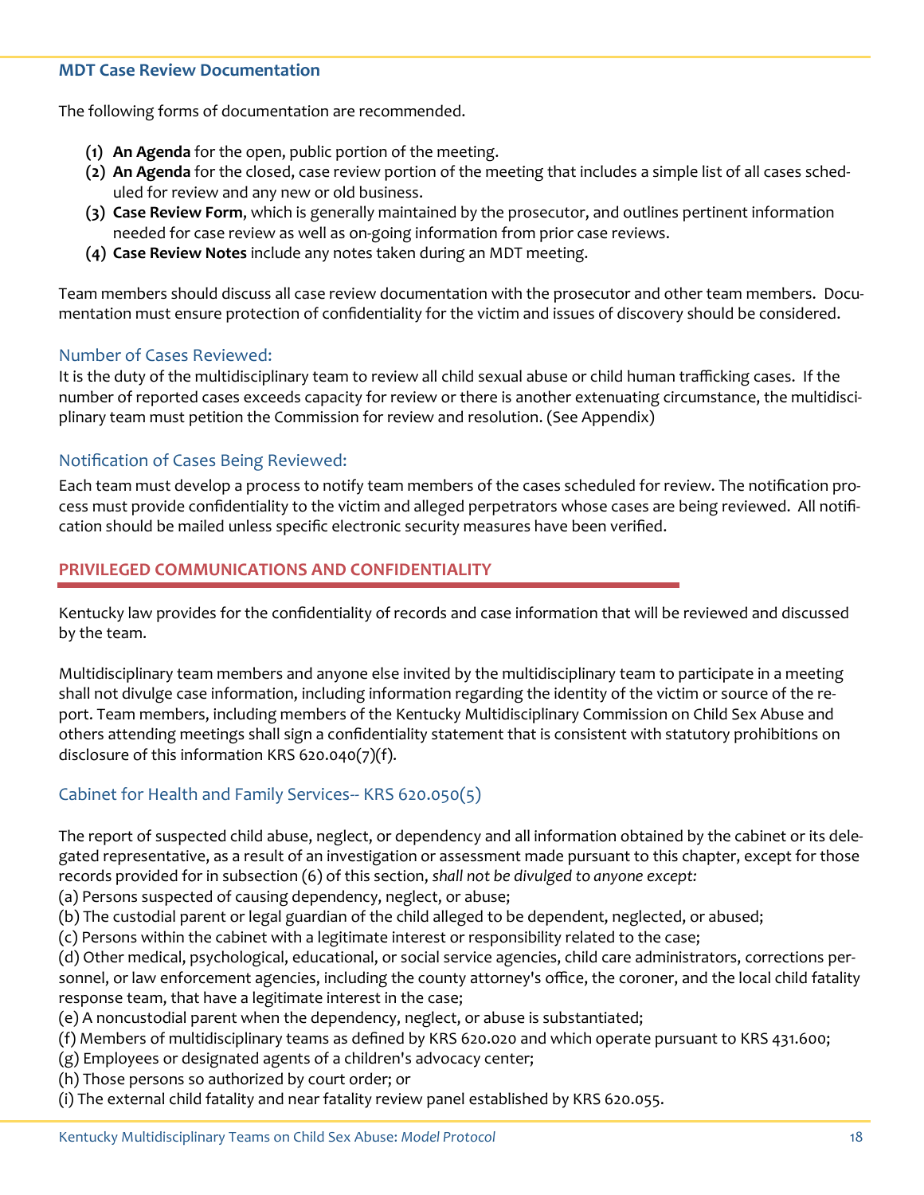### MDT Case Review Documentation

The following forms of documentation are recommended.

1. **An Agenda** for the open, public portion of the meeting.
2. **An Agenda** for the closed, case review portion of the meeting that includes a simple list of all cases scheduled for review and any new or old business.
3. **Case Review Form**, which is generally maintained by the prosecutor, and outlines pertinent information needed for case review as well as on-going information from prior case reviews.
4. **Case Review Notes** include any notes taken during an MDT meeting.

Team members should discuss all case review documentation with the prosecutor and other team members. Documentation must ensure protection of confidentiality for the victim and issues of discovery should be considered.

### Number of Cases Reviewed:

It is the duty of the multidisciplinary team to review all child sexual abuse or child human trafficking cases. If the number of reported cases exceeds capacity for review or there is another extenuating circumstance, the multidisciplinary team must petition the Commission for review and resolution. (See Appendix)

### Notification of Cases Being Reviewed:

Each team must develop a process to notify team members of the cases scheduled for review. The notification process must provide confidentiality to the victim and alleged perpetrators whose cases are being reviewed. All notification should be mailed unless specific electronic security measures have been verified.

## PRIVILEGED COMMUNICATIONS AND CONFIDENTIALITY

Kentucky law provides for the confidentiality of records and case information that will be reviewed and discussed by the team.

Multidisciplinary team members and anyone else invited by the multidisciplinary team to participate in a meeting shall not divulge case information, including information regarding the identity of the victim or source of the report. Team members, including members of the Kentucky Multidisciplinary Commission on Child Sex Abuse and others attending meetings shall sign a confidentiality statement that is consistent with statutory prohibitions on disclosure of this information KRS 620.040(7)(f).

### Cabinet for Health and Family Services-- KRS 620.050(5)

The report of suspected child abuse, neglect, or dependency and all information obtained by the cabinet or its delegated representative, as a result of an investigation or assessment made pursuant to this chapter, except for those records provided for in subsection (6) of this section, *shall not be divulged to anyone except:*
(a) Persons suspected of causing dependency, neglect, or abuse;
(b) The custodial parent or legal guardian of the child alleged to be dependent, neglected, or abused;
(c) Persons within the cabinet with a legitimate interest or responsibility related to the case;
(d) Other medical, psychological, educational, or social service agencies, child care administrators, corrections personnel, or law enforcement agencies, including the county attorney's office, the coroner, and the local child fatality response team, that have a legitimate interest in the case;
(e) A noncustodial parent when the dependency, neglect, or abuse is substantiated;
(f) Members of multidisciplinary teams as defined by KRS 620.020 and which operate pursuant to KRS 431.600;
(g) Employees or designated agents of a children's advocacy center;
(h) Those persons so authorized by court order; or
(i) The external child fatality and near fatality review panel established by KRS 620.055.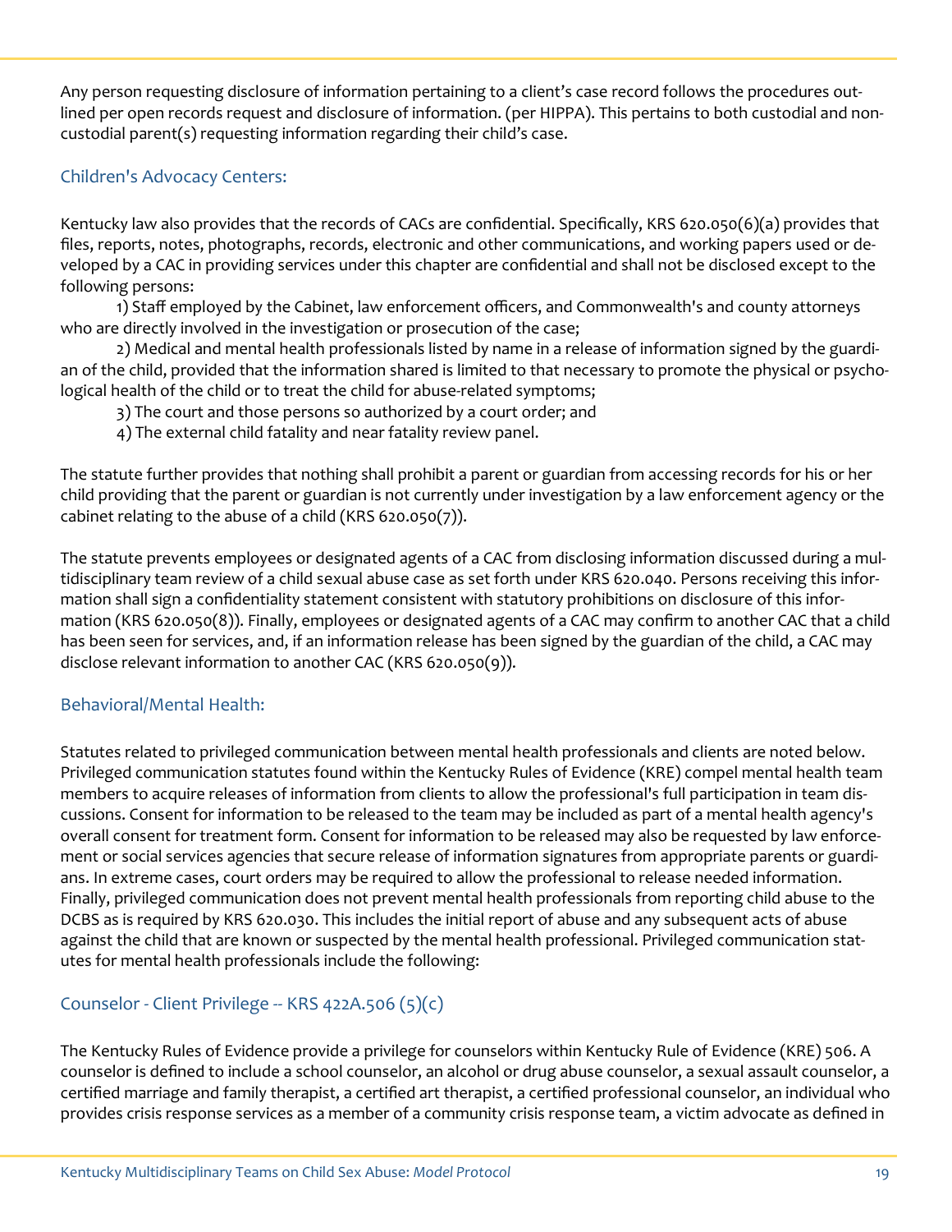Any person requesting disclosure of information pertaining to a client's case record follows the procedures outlined per open records request and disclosure of information. (per HIPPA). This pertains to both custodial and non-custodial parent(s) requesting information regarding their child's case.

### Children's Advocacy Centers:

Kentucky law also provides that the records of CACs are confidential. Specifically, KRS 620.050(6)(a) provides that files, reports, notes, photographs, records, electronic and other communications, and working papers used or developed by a CAC in providing services under this chapter are confidential and shall not be disclosed except to the following persons:

1) Staff employed by the Cabinet, law enforcement officers, and Commonwealth's and county attorneys who are directly involved in the investigation or prosecution of the case;

2) Medical and mental health professionals listed by name in a release of information signed by the guardian of the child, provided that the information shared is limited to that necessary to promote the physical or psychological health of the child or to treat the child for abuse-related symptoms;

3) The court and those persons so authorized by a court order; and

4) The external child fatality and near fatality review panel.

The statute further provides that nothing shall prohibit a parent or guardian from accessing records for his or her child providing that the parent or guardian is not currently under investigation by a law enforcement agency or the cabinet relating to the abuse of a child (KRS 620.050(7)).

The statute prevents employees or designated agents of a CAC from disclosing information discussed during a multidisciplinary team review of a child sexual abuse case as set forth under KRS 620.040. Persons receiving this information shall sign a confidentiality statement consistent with statutory prohibitions on disclosure of this information (KRS 620.050(8)). Finally, employees or designated agents of a CAC may confirm to another CAC that a child has been seen for services, and, if an information release has been signed by the guardian of the child, a CAC may disclose relevant information to another CAC (KRS 620.050(9)).

### Behavioral/Mental Health:

Statutes related to privileged communication between mental health professionals and clients are noted below. Privileged communication statutes found within the Kentucky Rules of Evidence (KRE) compel mental health team members to acquire releases of information from clients to allow the professional's full participation in team discussions. Consent for information to be released to the team may be included as part of a mental health agency's overall consent for treatment form. Consent for information to be released may also be requested by law enforcement or social services agencies that secure release of information signatures from appropriate parents or guardians. In extreme cases, court orders may be required to allow the professional to release needed information. Finally, privileged communication does not prevent mental health professionals from reporting child abuse to the DCBS as is required by KRS 620.030. This includes the initial report of abuse and any subsequent acts of abuse against the child that are known or suspected by the mental health professional. Privileged communication statutes for mental health professionals include the following:

### Counselor - Client Privilege -- KRS 422A.506 (5)(c)

The Kentucky Rules of Evidence provide a privilege for counselors within Kentucky Rule of Evidence (KRE) 506. A counselor is defined to include a school counselor, an alcohol or drug abuse counselor, a sexual assault counselor, a certified marriage and family therapist, a certified art therapist, a certified professional counselor, an individual who provides crisis response services as a member of a community crisis response team, a victim advocate as defined in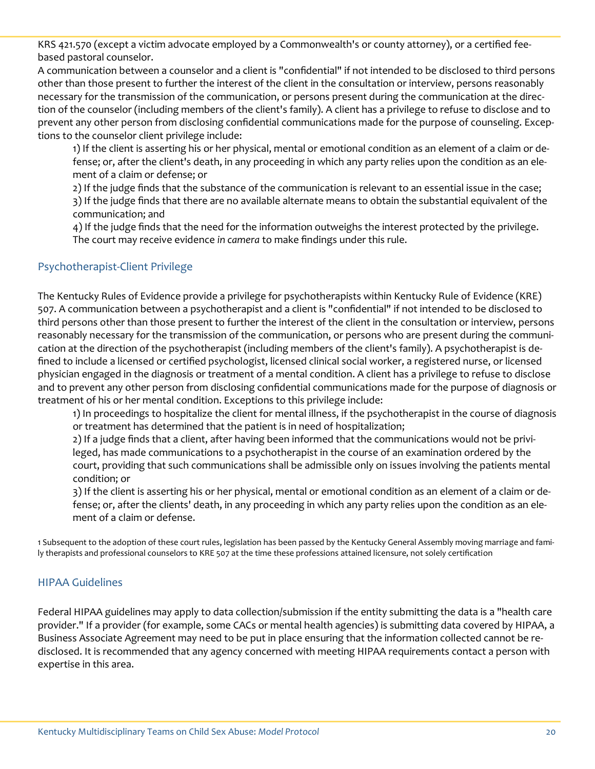KRS 421.570 (except a victim advocate employed by a Commonwealth's or county attorney), or a certified fee-based pastoral counselor.

A communication between a counselor and a client is "confidential" if not intended to be disclosed to third persons other than those present to further the interest of the client in the consultation or interview, persons reasonably necessary for the transmission of the communication, or persons present during the communication at the direction of the counselor (including members of the client's family). A client has a privilege to refuse to disclose and to prevent any other person from disclosing confidential communications made for the purpose of counseling. Exceptions to the counselor client privilege include:

1) If the client is asserting his or her physical, mental or emotional condition as an element of a claim or defense; or, after the client's death, in any proceeding in which any party relies upon the condition as an element of a claim or defense; or

2) If the judge finds that the substance of the communication is relevant to an essential issue in the case;

3) If the judge finds that there are no available alternate means to obtain the substantial equivalent of the communication; and

4) If the judge finds that the need for the information outweighs the interest protected by the privilege. The court may receive evidence *in camera* to make findings under this rule.

## Psychotherapist-Client Privilege

The Kentucky Rules of Evidence provide a privilege for psychotherapists within Kentucky Rule of Evidence (KRE) 507. A communication between a psychotherapist and a client is "confidential" if not intended to be disclosed to third persons other than those present to further the interest of the client in the consultation or interview, persons reasonably necessary for the transmission of the communication, or persons who are present during the communication at the direction of the psychotherapist (including members of the client's family). A psychotherapist is defined to include a licensed or certified psychologist, licensed clinical social worker, a registered nurse, or licensed physician engaged in the diagnosis or treatment of a mental condition. A client has a privilege to refuse to disclose and to prevent any other person from disclosing confidential communications made for the purpose of diagnosis or treatment of his or her mental condition. Exceptions to this privilege include:

1) In proceedings to hospitalize the client for mental illness, if the psychotherapist in the course of diagnosis or treatment has determined that the patient is in need of hospitalization;

2) If a judge finds that a client, after having been informed that the communications would not be privileged, has made communications to a psychotherapist in the course of an examination ordered by the court, providing that such communications shall be admissible only on issues involving the patients mental condition; or

3) If the client is asserting his or her physical, mental or emotional condition as an element of a claim or defense; or, after the clients' death, in any proceeding in which any party relies upon the condition as an element of a claim or defense.

1 Subsequent to the adoption of these court rules, legislation has been passed by the Kentucky General Assembly moving marriage and family therapists and professional counselors to KRE 507 at the time these professions attained licensure, not solely certification

## HIPAA Guidelines

Federal HIPAA guidelines may apply to data collection/submission if the entity submitting the data is a "health care provider." If a provider (for example, some CACs or mental health agencies) is submitting data covered by HIPAA, a Business Associate Agreement may need to be put in place ensuring that the information collected cannot be redisclosed. It is recommended that any agency concerned with meeting HIPAA requirements contact a person with expertise in this area.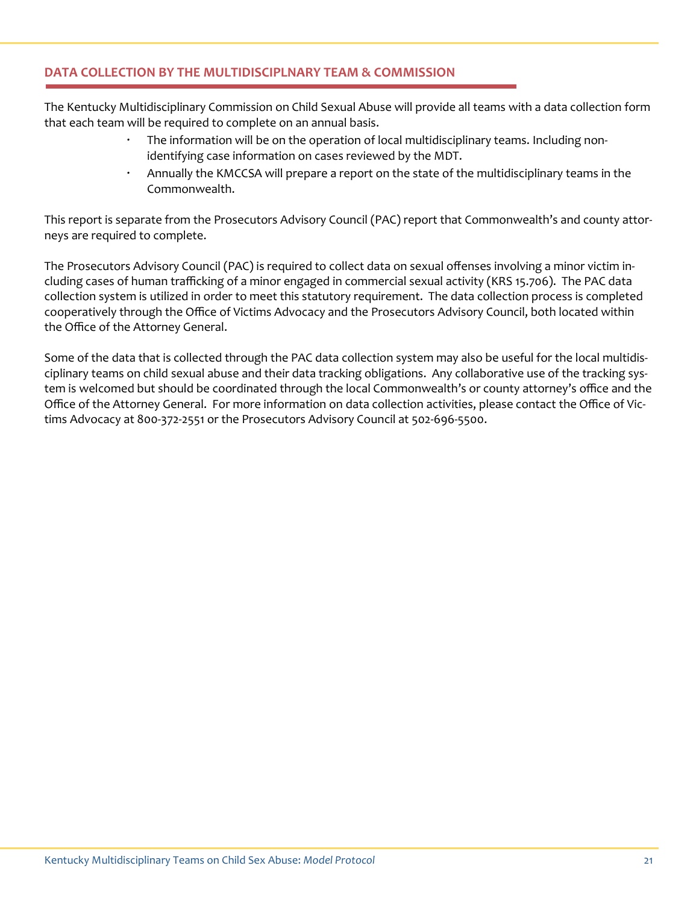## DATA COLLECTION BY THE MULTIDISCIPLNARY TEAM & COMMISSION

The Kentucky Multidisciplinary Commission on Child Sexual Abuse will provide all teams with a data collection form that each team will be required to complete on an annual basis.

- The information will be on the operation of local multidisciplinary teams. Including non-identifying case information on cases reviewed by the MDT.
- Annually the KMCCSA will prepare a report on the state of the multidisciplinary teams in the Commonwealth.

This report is separate from the Prosecutors Advisory Council (PAC) report that Commonwealth's and county attorneys are required to complete.

The Prosecutors Advisory Council (PAC) is required to collect data on sexual offenses involving a minor victim including cases of human trafficking of a minor engaged in commercial sexual activity (KRS 15.706). The PAC data collection system is utilized in order to meet this statutory requirement. The data collection process is completed cooperatively through the Office of Victims Advocacy and the Prosecutors Advisory Council, both located within the Office of the Attorney General.

Some of the data that is collected through the PAC data collection system may also be useful for the local multidisciplinary teams on child sexual abuse and their data tracking obligations. Any collaborative use of the tracking system is welcomed but should be coordinated through the local Commonwealth's or county attorney's office and the Office of the Attorney General. For more information on data collection activities, please contact the Office of Victims Advocacy at 800-372-2551 or the Prosecutors Advisory Council at 502-696-5500.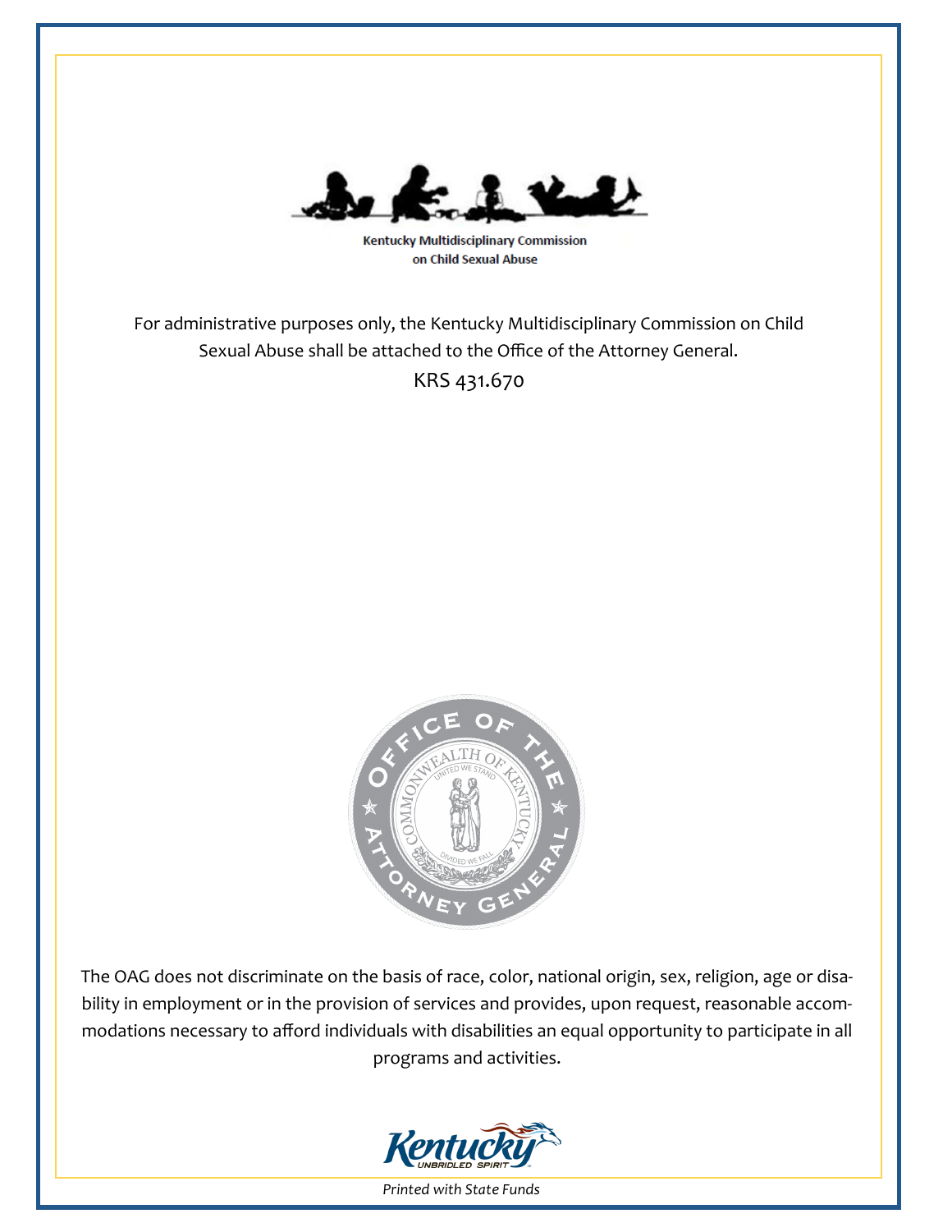Kentucky Multidisciplinary Commission
on Child Sexual Abuse

For administrative purposes only, the Kentucky Multidisciplinary Commission on Child Sexual Abuse shall be attached to the Office of the Attorney General.

KRS 431.670

The OAG does not discriminate on the basis of race, color, national origin, sex, religion, age or disability in employment or in the provision of services and provides, upon request, reasonable accommodations necessary to afford individuals with disabilities an equal opportunity to participate in all programs and activities.

*Printed with State Funds*